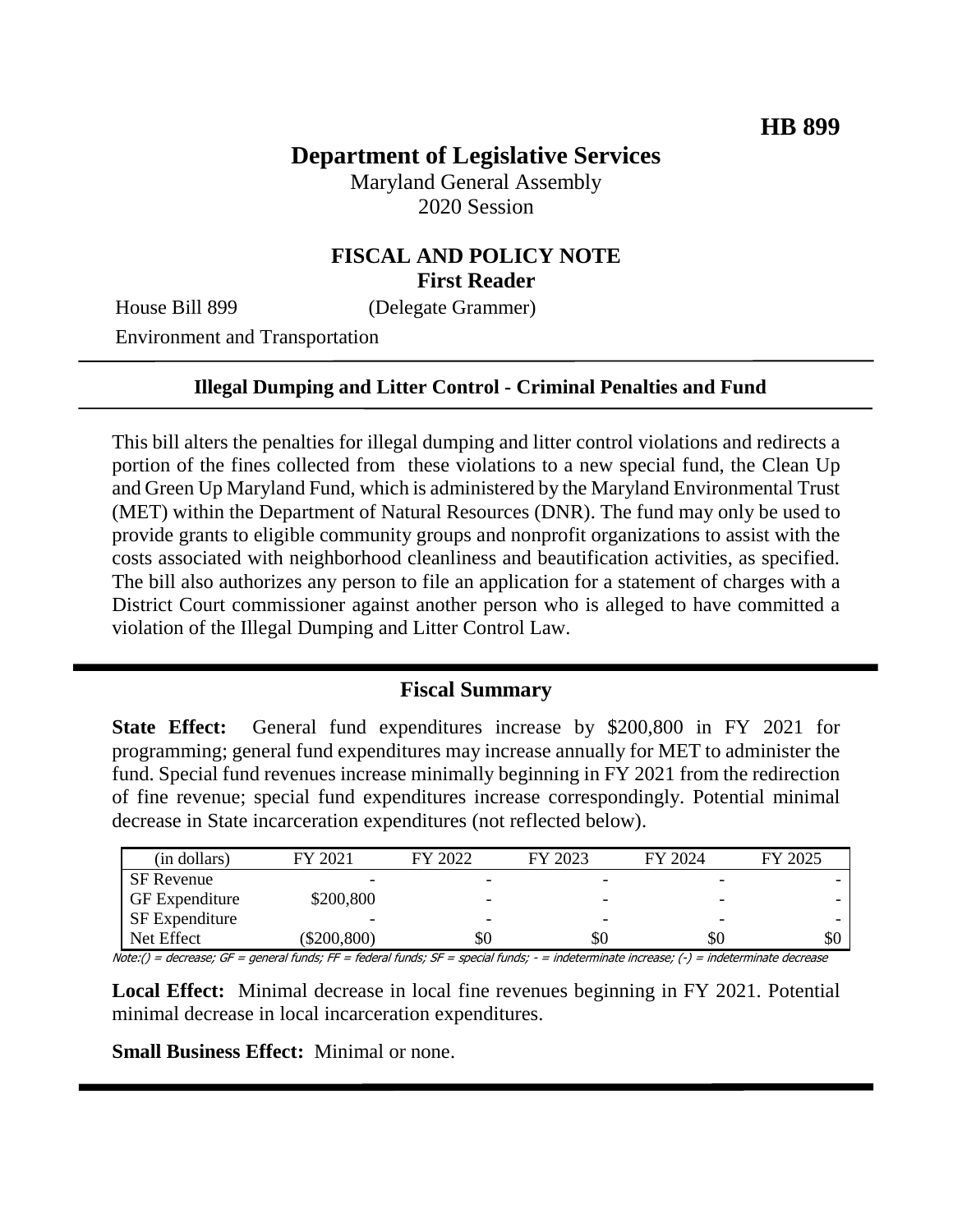**HB 899**

# Department of Legislative Services

Maryland General Assembly
2020 Session

## FISCAL AND POLICY NOTE
**First Reader**

House Bill 899 (Delegate Grammer)

Environment and Transportation

---

**Illegal Dumping and Litter Control - Criminal Penalties and Fund**

---

This bill alters the penalties for illegal dumping and litter control violations and redirects a portion of the fines collected from these violations to a new special fund, the Clean Up and Green Up Maryland Fund, which is administered by the Maryland Environmental Trust (MET) within the Department of Natural Resources (DNR). The fund may only be used to provide grants to eligible community groups and nonprofit organizations to assist with the costs associated with neighborhood cleanliness and beautification activities, as specified. The bill also authorizes any person to file an application for a statement of charges with a District Court commissioner against another person who is alleged to have committed a violation of the Illegal Dumping and Litter Control Law.

---

## Fiscal Summary

**State Effect:** General fund expenditures increase by $200,800 in FY 2021 for programming; general fund expenditures may increase annually for MET to administer the fund. Special fund revenues increase minimally beginning in FY 2021 from the redirection of fine revenue; special fund expenditures increase correspondingly. Potential minimal decrease in State incarceration expenditures (not reflected below).

| (in dollars) | FY 2021 | FY 2022 | FY 2023 | FY 2024 | FY 2025 |
|---|---|---|---|---|---|
| SF Revenue | - | - | - | - | - |
| GF Expenditure | $200,800 | - | - | - | - |
| SF Expenditure | - | - | - | - | - |
| Net Effect | ($200,800) | $0 | $0 | $0 | $0 |

*Note:() = decrease; GF = general funds; FF = federal funds; SF = special funds; - = indeterminate increase; (-) = indeterminate decrease*

**Local Effect:** Minimal decrease in local fine revenues beginning in FY 2021. Potential minimal decrease in local incarceration expenditures.

**Small Business Effect:** Minimal or none.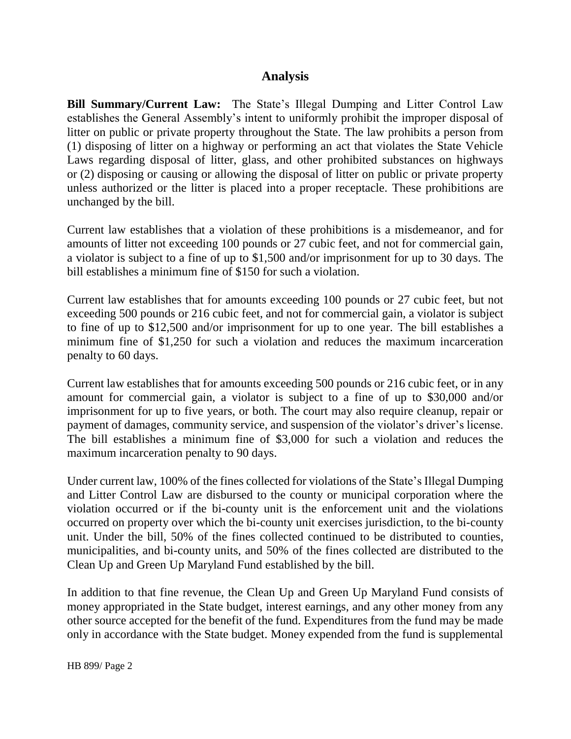## Analysis

**Bill Summary/Current Law:** The State's Illegal Dumping and Litter Control Law establishes the General Assembly's intent to uniformly prohibit the improper disposal of litter on public or private property throughout the State. The law prohibits a person from (1) disposing of litter on a highway or performing an act that violates the State Vehicle Laws regarding disposal of litter, glass, and other prohibited substances on highways or (2) disposing or causing or allowing the disposal of litter on public or private property unless authorized or the litter is placed into a proper receptacle. These prohibitions are unchanged by the bill.

Current law establishes that a violation of these prohibitions is a misdemeanor, and for amounts of litter not exceeding 100 pounds or 27 cubic feet, and not for commercial gain, a violator is subject to a fine of up to $1,500 and/or imprisonment for up to 30 days. The bill establishes a minimum fine of $150 for such a violation.

Current law establishes that for amounts exceeding 100 pounds or 27 cubic feet, but not exceeding 500 pounds or 216 cubic feet, and not for commercial gain, a violator is subject to fine of up to $12,500 and/or imprisonment for up to one year. The bill establishes a minimum fine of $1,250 for such a violation and reduces the maximum incarceration penalty to 60 days.

Current law establishes that for amounts exceeding 500 pounds or 216 cubic feet, or in any amount for commercial gain, a violator is subject to a fine of up to $30,000 and/or imprisonment for up to five years, or both. The court may also require cleanup, repair or payment of damages, community service, and suspension of the violator's driver's license. The bill establishes a minimum fine of $3,000 for such a violation and reduces the maximum incarceration penalty to 90 days.

Under current law, 100% of the fines collected for violations of the State's Illegal Dumping and Litter Control Law are disbursed to the county or municipal corporation where the violation occurred or if the bi-county unit is the enforcement unit and the violations occurred on property over which the bi-county unit exercises jurisdiction, to the bi-county unit. Under the bill, 50% of the fines collected continued to be distributed to counties, municipalities, and bi-county units, and 50% of the fines collected are distributed to the Clean Up and Green Up Maryland Fund established by the bill.

In addition to that fine revenue, the Clean Up and Green Up Maryland Fund consists of money appropriated in the State budget, interest earnings, and any other money from any other source accepted for the benefit of the fund. Expenditures from the fund may be made only in accordance with the State budget. Money expended from the fund is supplemental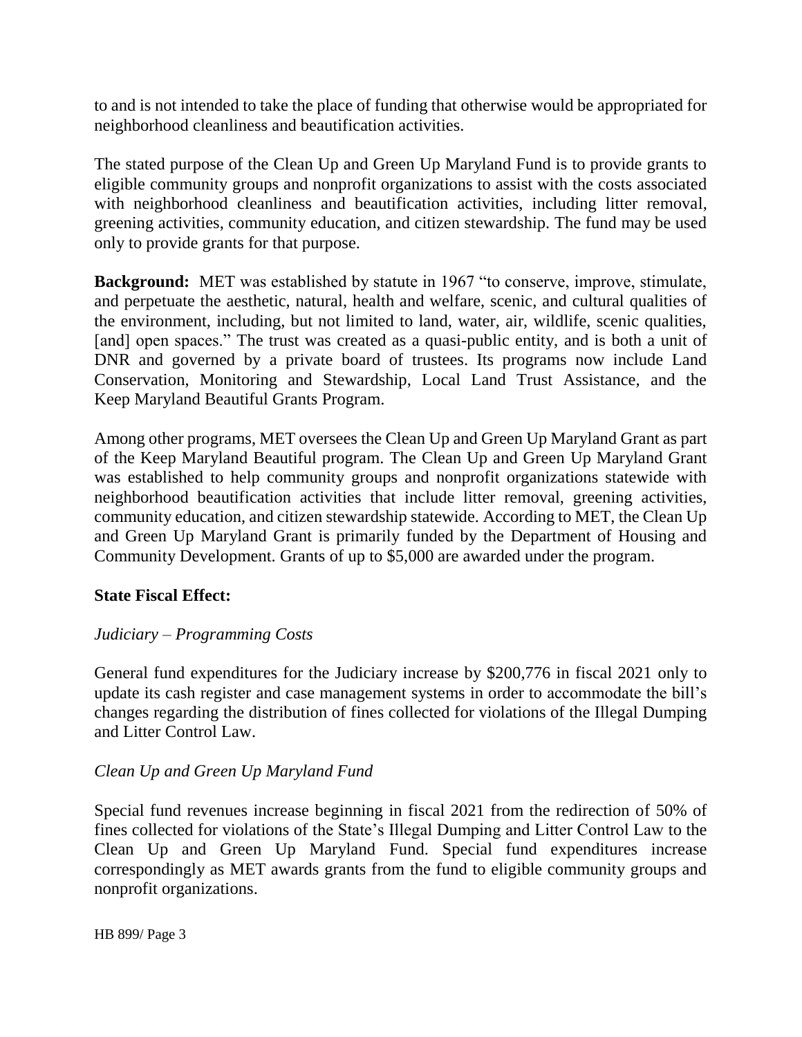to and is not intended to take the place of funding that otherwise would be appropriated for neighborhood cleanliness and beautification activities.

The stated purpose of the Clean Up and Green Up Maryland Fund is to provide grants to eligible community groups and nonprofit organizations to assist with the costs associated with neighborhood cleanliness and beautification activities, including litter removal, greening activities, community education, and citizen stewardship. The fund may be used only to provide grants for that purpose.

**Background:** MET was established by statute in 1967 "to conserve, improve, stimulate, and perpetuate the aesthetic, natural, health and welfare, scenic, and cultural qualities of the environment, including, but not limited to land, water, air, wildlife, scenic qualities, [and] open spaces." The trust was created as a quasi-public entity, and is both a unit of DNR and governed by a private board of trustees. Its programs now include Land Conservation, Monitoring and Stewardship, Local Land Trust Assistance, and the Keep Maryland Beautiful Grants Program.

Among other programs, MET oversees the Clean Up and Green Up Maryland Grant as part of the Keep Maryland Beautiful program. The Clean Up and Green Up Maryland Grant was established to help community groups and nonprofit organizations statewide with neighborhood beautification activities that include litter removal, greening activities, community education, and citizen stewardship statewide. According to MET, the Clean Up and Green Up Maryland Grant is primarily funded by the Department of Housing and Community Development. Grants of up to $5,000 are awarded under the program.

**State Fiscal Effect:**

*Judiciary – Programming Costs*

General fund expenditures for the Judiciary increase by $200,776 in fiscal 2021 only to update its cash register and case management systems in order to accommodate the bill's changes regarding the distribution of fines collected for violations of the Illegal Dumping and Litter Control Law.

*Clean Up and Green Up Maryland Fund*

Special fund revenues increase beginning in fiscal 2021 from the redirection of 50% of fines collected for violations of the State's Illegal Dumping and Litter Control Law to the Clean Up and Green Up Maryland Fund. Special fund expenditures increase correspondingly as MET awards grants from the fund to eligible community groups and nonprofit organizations.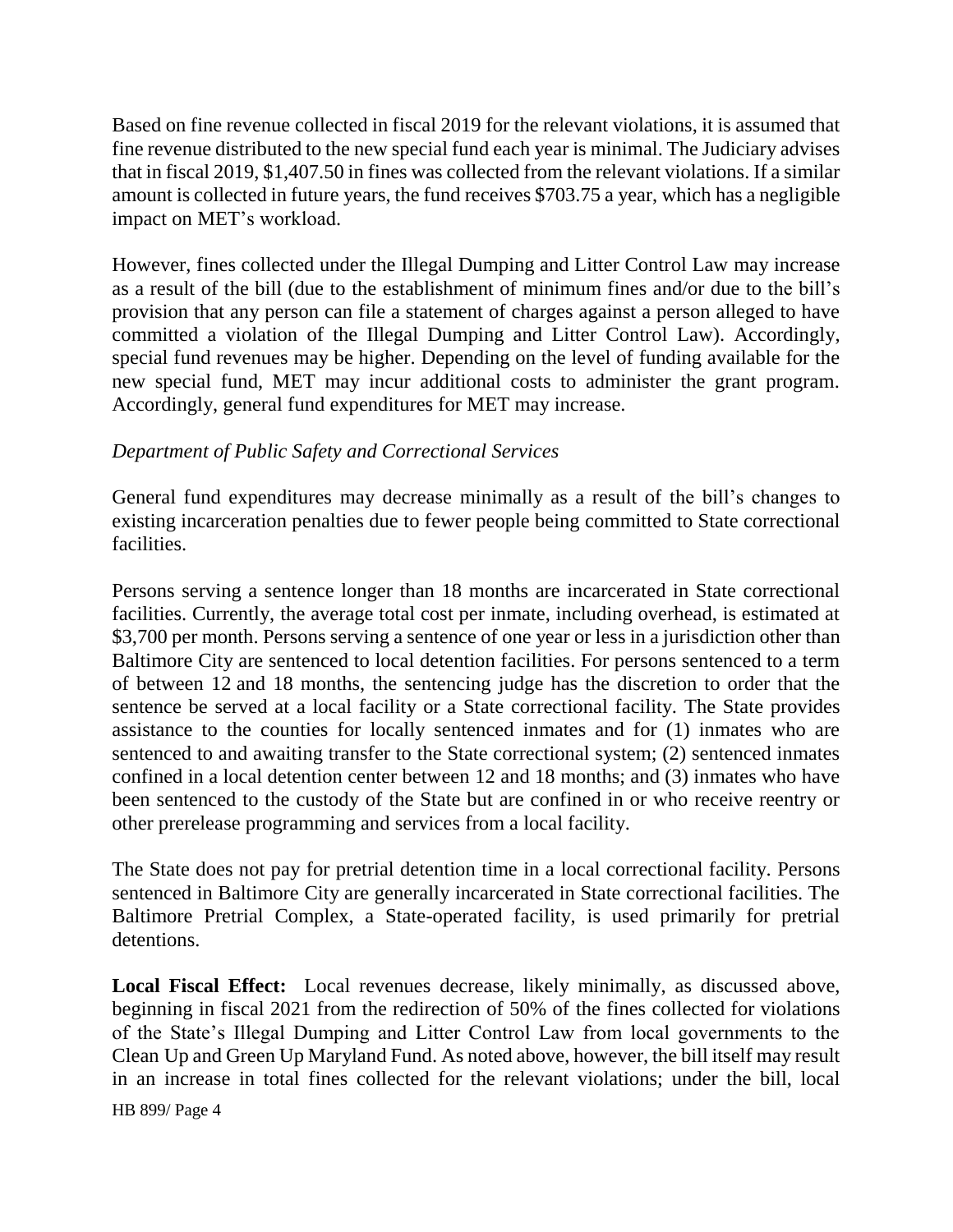Based on fine revenue collected in fiscal 2019 for the relevant violations, it is assumed that fine revenue distributed to the new special fund each year is minimal. The Judiciary advises that in fiscal 2019, $1,407.50 in fines was collected from the relevant violations. If a similar amount is collected in future years, the fund receives $703.75 a year, which has a negligible impact on MET's workload.

However, fines collected under the Illegal Dumping and Litter Control Law may increase as a result of the bill (due to the establishment of minimum fines and/or due to the bill's provision that any person can file a statement of charges against a person alleged to have committed a violation of the Illegal Dumping and Litter Control Law). Accordingly, special fund revenues may be higher. Depending on the level of funding available for the new special fund, MET may incur additional costs to administer the grant program. Accordingly, general fund expenditures for MET may increase.

*Department of Public Safety and Correctional Services*

General fund expenditures may decrease minimally as a result of the bill's changes to existing incarceration penalties due to fewer people being committed to State correctional facilities.

Persons serving a sentence longer than 18 months are incarcerated in State correctional facilities. Currently, the average total cost per inmate, including overhead, is estimated at $3,700 per month. Persons serving a sentence of one year or less in a jurisdiction other than Baltimore City are sentenced to local detention facilities. For persons sentenced to a term of between 12 and 18 months, the sentencing judge has the discretion to order that the sentence be served at a local facility or a State correctional facility. The State provides assistance to the counties for locally sentenced inmates and for (1) inmates who are sentenced to and awaiting transfer to the State correctional system; (2) sentenced inmates confined in a local detention center between 12 and 18 months; and (3) inmates who have been sentenced to the custody of the State but are confined in or who receive reentry or other prerelease programming and services from a local facility.

The State does not pay for pretrial detention time in a local correctional facility. Persons sentenced in Baltimore City are generally incarcerated in State correctional facilities. The Baltimore Pretrial Complex, a State-operated facility, is used primarily for pretrial detentions.

**Local Fiscal Effect:** Local revenues decrease, likely minimally, as discussed above, beginning in fiscal 2021 from the redirection of 50% of the fines collected for violations of the State's Illegal Dumping and Litter Control Law from local governments to the Clean Up and Green Up Maryland Fund. As noted above, however, the bill itself may result in an increase in total fines collected for the relevant violations; under the bill, local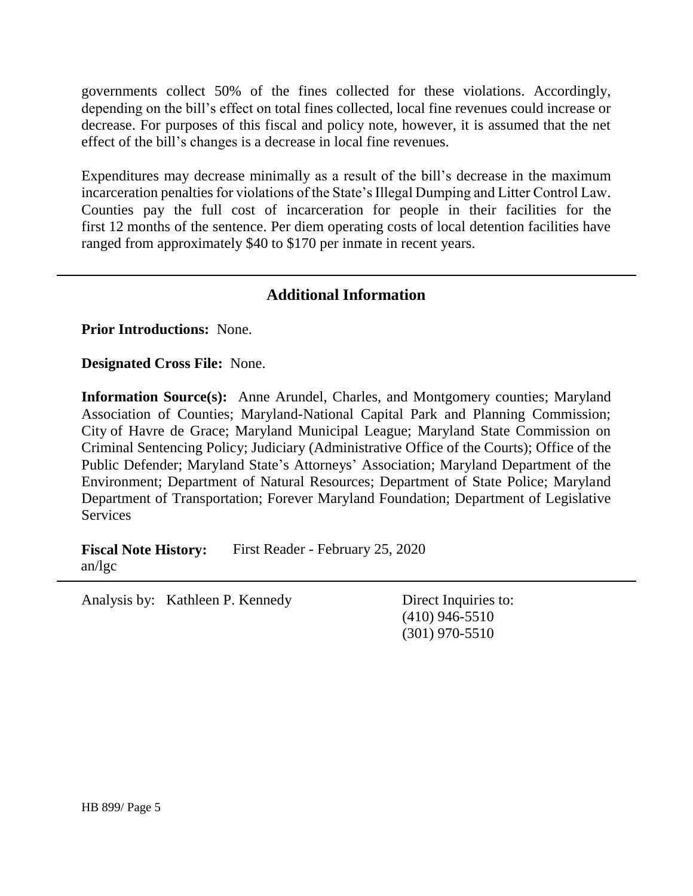governments collect 50% of the fines collected for these violations. Accordingly, depending on the bill's effect on total fines collected, local fine revenues could increase or decrease. For purposes of this fiscal and policy note, however, it is assumed that the net effect of the bill's changes is a decrease in local fine revenues.

Expenditures may decrease minimally as a result of the bill's decrease in the maximum incarceration penalties for violations of the State's Illegal Dumping and Litter Control Law. Counties pay the full cost of incarceration for people in their facilities for the first 12 months of the sentence. Per diem operating costs of local detention facilities have ranged from approximately $40 to $170 per inmate in recent years.

## Additional Information

**Prior Introductions:** None.

**Designated Cross File:** None.

**Information Source(s):** Anne Arundel, Charles, and Montgomery counties; Maryland Association of Counties; Maryland-National Capital Park and Planning Commission; City of Havre de Grace; Maryland Municipal League; Maryland State Commission on Criminal Sentencing Policy; Judiciary (Administrative Office of the Courts); Office of the Public Defender; Maryland State's Attorneys' Association; Maryland Department of the Environment; Department of Natural Resources; Department of State Police; Maryland Department of Transportation; Forever Maryland Foundation; Department of Legislative Services

**Fiscal Note History:** First Reader - February 25, 2020
an/lgc

Analysis by: Kathleen P. Kennedy

Direct Inquiries to:
(410) 946-5510
(301) 970-5510